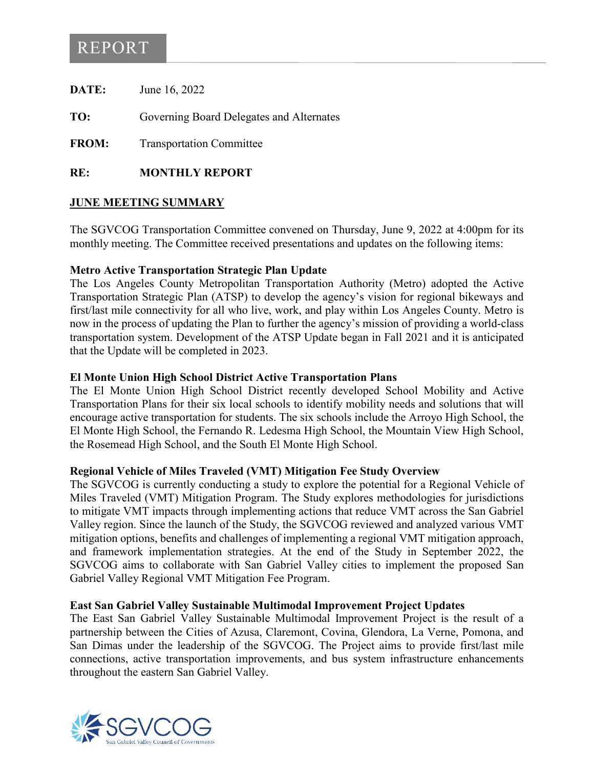# REPORT

**DATE:** June 16, 2022

**TO:** Governing Board Delegates and Alternates

**FROM:** Transportation Committee

**RE:** **MONTHLY REPORT**

## JUNE MEETING SUMMARY

The SGVCOG Transportation Committee convened on Thursday, June 9, 2022 at 4:00pm for its monthly meeting. The Committee received presentations and updates on the following items:

**Metro Active Transportation Strategic Plan Update**
The Los Angeles County Metropolitan Transportation Authority (Metro) adopted the Active Transportation Strategic Plan (ATSP) to develop the agency's vision for regional bikeways and first/last mile connectivity for all who live, work, and play within Los Angeles County. Metro is now in the process of updating the Plan to further the agency's mission of providing a world-class transportation system. Development of the ATSP Update began in Fall 2021 and it is anticipated that the Update will be completed in 2023.

**El Monte Union High School District Active Transportation Plans**
The El Monte Union High School District recently developed School Mobility and Active Transportation Plans for their six local schools to identify mobility needs and solutions that will encourage active transportation for students. The six schools include the Arroyo High School, the El Monte High School, the Fernando R. Ledesma High School, the Mountain View High School, the Rosemead High School, and the South El Monte High School.

**Regional Vehicle of Miles Traveled (VMT) Mitigation Fee Study Overview**
The SGVCOG is currently conducting a study to explore the potential for a Regional Vehicle of Miles Traveled (VMT) Mitigation Program. The Study explores methodologies for jurisdictions to mitigate VMT impacts through implementing actions that reduce VMT across the San Gabriel Valley region. Since the launch of the Study, the SGVCOG reviewed and analyzed various VMT mitigation options, benefits and challenges of implementing a regional VMT mitigation approach, and framework implementation strategies. At the end of the Study in September 2022, the SGVCOG aims to collaborate with San Gabriel Valley cities to implement the proposed San Gabriel Valley Regional VMT Mitigation Fee Program.

**East San Gabriel Valley Sustainable Multimodal Improvement Project Updates**
The East San Gabriel Valley Sustainable Multimodal Improvement Project is the result of a partnership between the Cities of Azusa, Claremont, Covina, Glendora, La Verne, Pomona, and San Dimas under the leadership of the SGVCOG. The Project aims to provide first/last mile connections, active transportation improvements, and bus system infrastructure enhancements throughout the eastern San Gabriel Valley.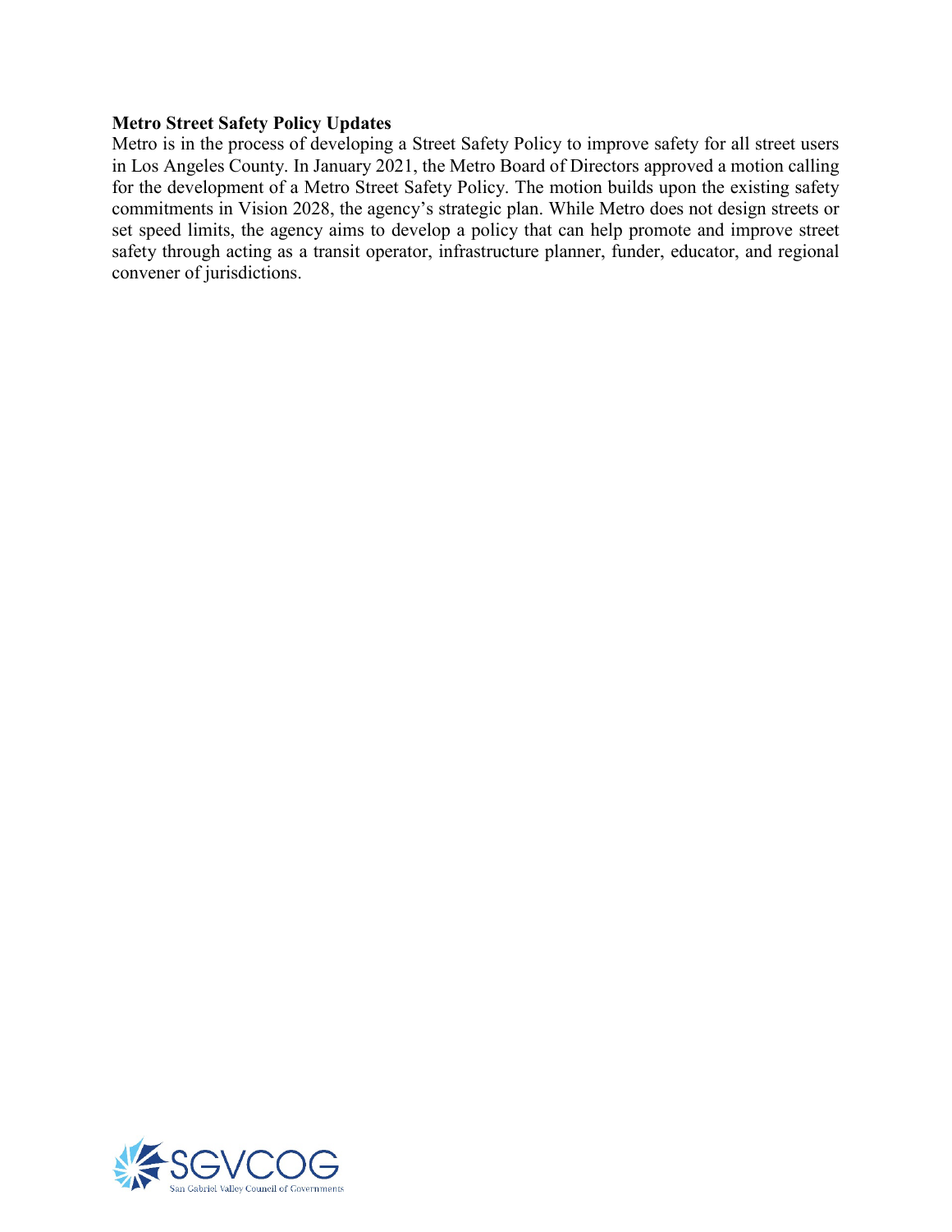**Metro Street Safety Policy Updates**

Metro is in the process of developing a Street Safety Policy to improve safety for all street users in Los Angeles County. In January 2021, the Metro Board of Directors approved a motion calling for the development of a Metro Street Safety Policy. The motion builds upon the existing safety commitments in Vision 2028, the agency's strategic plan. While Metro does not design streets or set speed limits, the agency aims to develop a policy that can help promote and improve street safety through acting as a transit operator, infrastructure planner, funder, educator, and regional convener of jurisdictions.